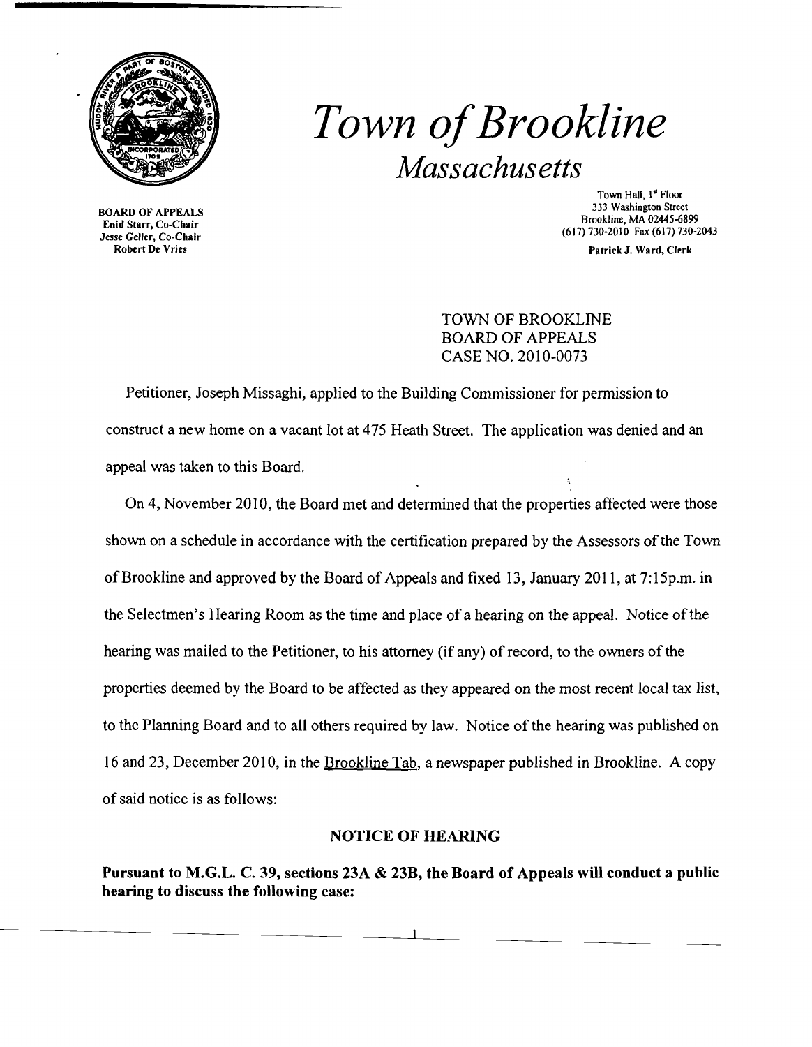# *Town of Brookline*

## *Massachusetts*

**BOARD OF APPEALS**
Enid Starr, Co-Chair
Jesse Geller, Co-Chair
Robert De Vries

Town Hall, 1st Floor
333 Washington Street
Brookline, MA 02445-6899
(617) 730-2010 Fax (617) 730-2043

Patrick J. Ward, Clerk

TOWN OF BROOKLINE
BOARD OF APPEALS
CASE NO. 2010-0073

Petitioner, Joseph Missaghi, applied to the Building Commissioner for permission to construct a new home on a vacant lot at 475 Heath Street. The application was denied and an appeal was taken to this Board.

On 4, November 2010, the Board met and determined that the properties affected were those shown on a schedule in accordance with the certification prepared by the Assessors of the Town of Brookline and approved by the Board of Appeals and fixed 13, January 2011, at 7:15p.m. in the Selectmen's Hearing Room as the time and place of a hearing on the appeal. Notice of the hearing was mailed to the Petitioner, to his attorney (if any) of record, to the owners of the properties deemed by the Board to be affected as they appeared on the most recent local tax list, to the Planning Board and to all others required by law. Notice of the hearing was published on 16 and 23, December 2010, in the Brookline Tab, a newspaper published in Brookline. A copy of said notice is as follows:

**NOTICE OF HEARING**

**Pursuant to M.G.L. C. 39, sections 23A & 23B, the Board of Appeals will conduct a public hearing to discuss the following case:**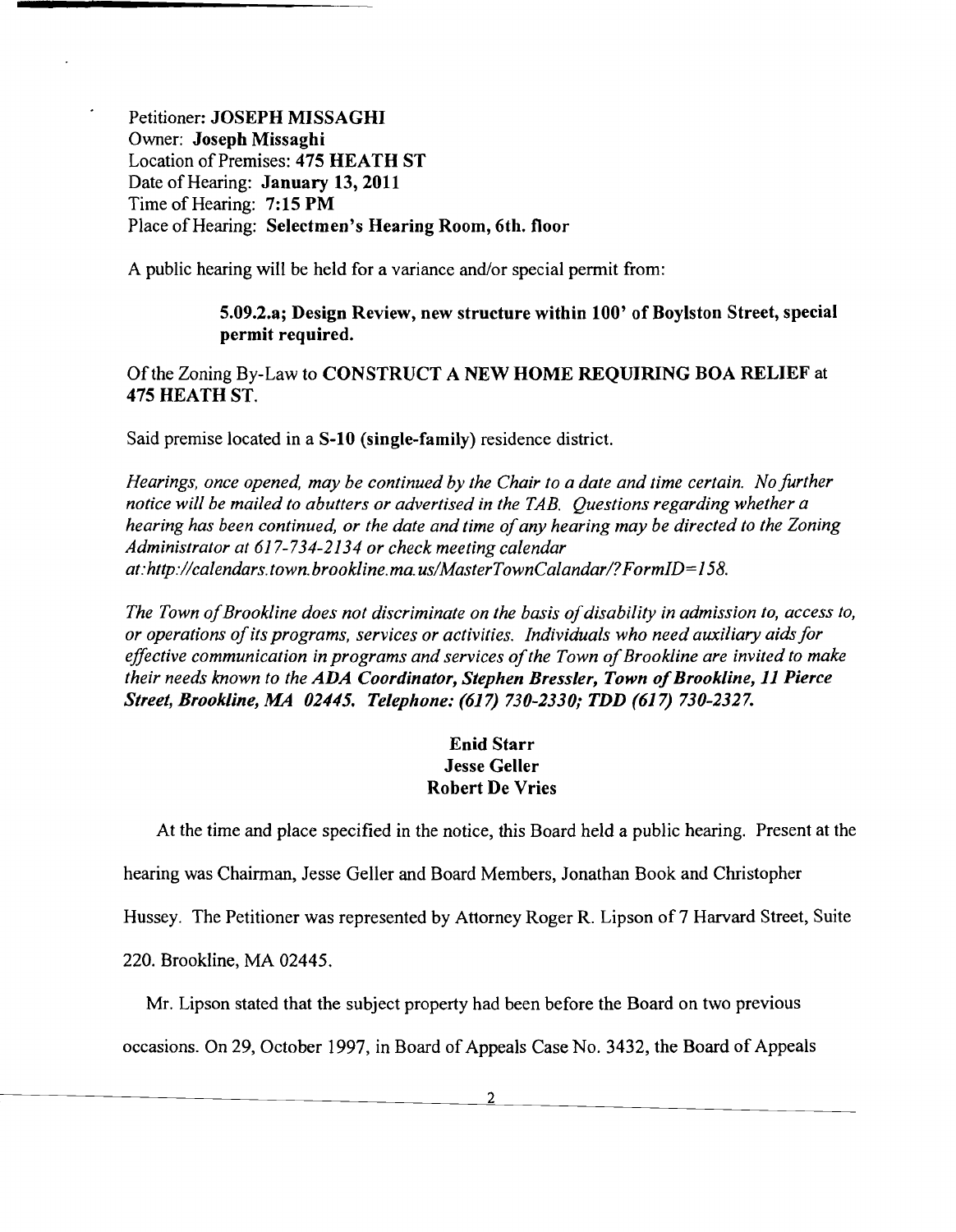Petitioner: **JOSEPH MISSAGHI**
Owner: **Joseph Missaghi**
Location of Premises: **475 HEATH ST**
Date of Hearing: **January 13, 2011**
Time of Hearing: **7:15 PM**
Place of Hearing: **Selectmen's Hearing Room, 6th. floor**

A public hearing will be held for a variance and/or special permit from:

> **5.09.2.a; Design Review, new structure within 100' of Boylston Street, special permit required.**

Of the Zoning By-Law to **CONSTRUCT A NEW HOME REQUIRING BOA RELIEF** at **475 HEATH ST.**

Said premise located in a **S-10 (single-family)** residence district.

*Hearings, once opened, may be continued by the Chair to a date and time certain. No further notice will be mailed to abutters or advertised in the TAB. Questions regarding whether a hearing has been continued, or the date and time of any hearing may be directed to the Zoning Administrator at 617-734-2134 or check meeting calendar at:http://calendars.town.brookline.ma.us/MasterTownCalandar/?FormID=158.*

*The Town of Brookline does not discriminate on the basis of disability in admission to, access to, or operations of its programs, services or activities. Individuals who need auxiliary aids for effective communication in programs and services of the Town of Brookline are invited to make their needs known to the* ***ADA Coordinator, Stephen Bressler, Town of Brookline, 11 Pierce Street, Brookline, MA 02445. Telephone: (617) 730-2330; TDD (617) 730-2327.***

**Enid Starr**
**Jesse Geller**
**Robert De Vries**

At the time and place specified in the notice, this Board held a public hearing. Present at the hearing was Chairman, Jesse Geller and Board Members, Jonathan Book and Christopher Hussey. The Petitioner was represented by Attorney Roger R. Lipson of 7 Harvard Street, Suite 220. Brookline, MA 02445.

Mr. Lipson stated that the subject property had been before the Board on two previous occasions. On 29, October 1997, in Board of Appeals Case No. 3432, the Board of Appeals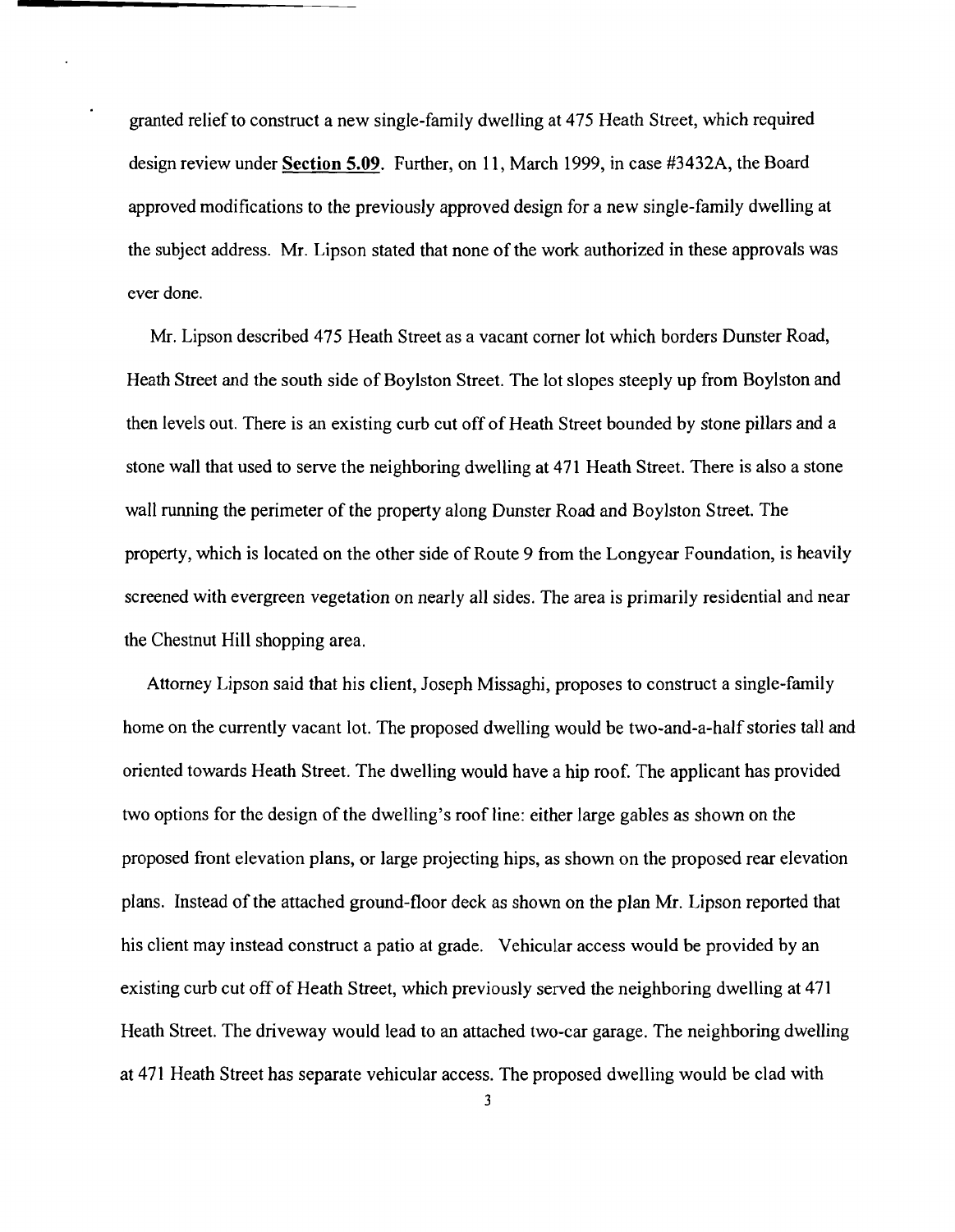granted relief to construct a new single-family dwelling at 475 Heath Street, which required design review under **Section 5.09**. Further, on 11, March 1999, in case #3432A, the Board approved modifications to the previously approved design for a new single-family dwelling at the subject address. Mr. Lipson stated that none of the work authorized in these approvals was ever done.

Mr. Lipson described 475 Heath Street as a vacant corner lot which borders Dunster Road, Heath Street and the south side of Boylston Street. The lot slopes steeply up from Boylston and then levels out. There is an existing curb cut off of Heath Street bounded by stone pillars and a stone wall that used to serve the neighboring dwelling at 471 Heath Street. There is also a stone wall running the perimeter of the property along Dunster Road and Boylston Street. The property, which is located on the other side of Route 9 from the Longyear Foundation, is heavily screened with evergreen vegetation on nearly all sides. The area is primarily residential and near the Chestnut Hill shopping area.

Attorney Lipson said that his client, Joseph Missaghi, proposes to construct a single-family home on the currently vacant lot. The proposed dwelling would be two-and-a-half stories tall and oriented towards Heath Street. The dwelling would have a hip roof. The applicant has provided two options for the design of the dwelling's roof line: either large gables as shown on the proposed front elevation plans, or large projecting hips, as shown on the proposed rear elevation plans. Instead of the attached ground-floor deck as shown on the plan Mr. Lipson reported that his client may instead construct a patio at grade. Vehicular access would be provided by an existing curb cut off of Heath Street, which previously served the neighboring dwelling at 471 Heath Street. The driveway would lead to an attached two-car garage. The neighboring dwelling at 471 Heath Street has separate vehicular access. The proposed dwelling would be clad with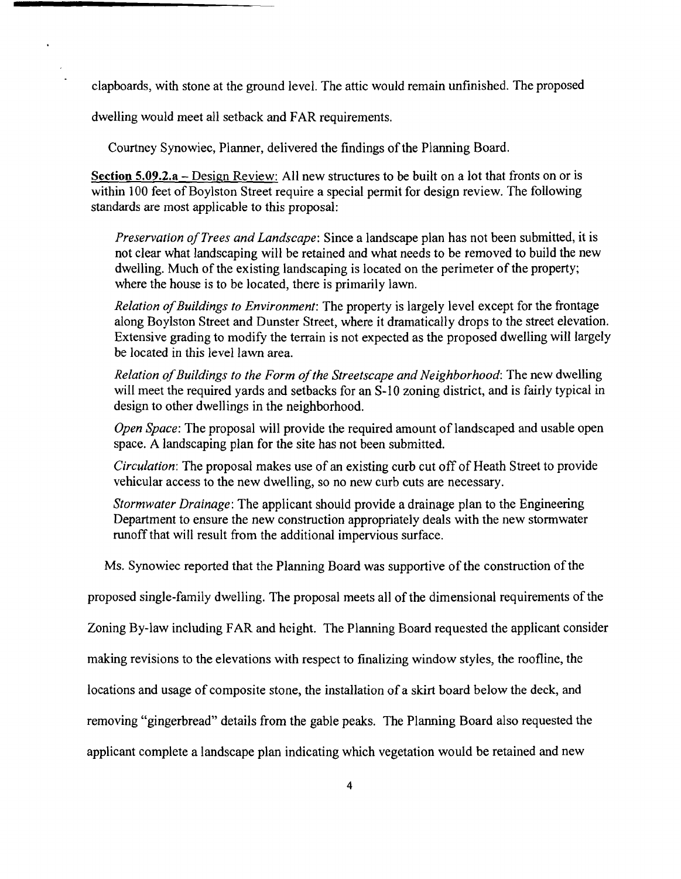clapboards, with stone at the ground level. The attic would remain unfinished. The proposed dwelling would meet all setback and FAR requirements.

Courtney Synowiec, Planner, delivered the findings of the Planning Board.

**Section 5.09.2.a** – Design Review: All new structures to be built on a lot that fronts on or is within 100 feet of Boylston Street require a special permit for design review. The following standards are most applicable to this proposal:

*Preservation of Trees and Landscape*: Since a landscape plan has not been submitted, it is not clear what landscaping will be retained and what needs to be removed to build the new dwelling. Much of the existing landscaping is located on the perimeter of the property; where the house is to be located, there is primarily lawn.

*Relation of Buildings to Environment*: The property is largely level except for the frontage along Boylston Street and Dunster Street, where it dramatically drops to the street elevation. Extensive grading to modify the terrain is not expected as the proposed dwelling will largely be located in this level lawn area.

*Relation of Buildings to the Form of the Streetscape and Neighborhood*: The new dwelling will meet the required yards and setbacks for an S-10 zoning district, and is fairly typical in design to other dwellings in the neighborhood.

*Open Space*: The proposal will provide the required amount of landscaped and usable open space. A landscaping plan for the site has not been submitted.

*Circulation*: The proposal makes use of an existing curb cut off of Heath Street to provide vehicular access to the new dwelling, so no new curb cuts are necessary.

*Stormwater Drainage*: The applicant should provide a drainage plan to the Engineering Department to ensure the new construction appropriately deals with the new stormwater runoff that will result from the additional impervious surface.

Ms. Synowiec reported that the Planning Board was supportive of the construction of the proposed single-family dwelling. The proposal meets all of the dimensional requirements of the Zoning By-law including FAR and height. The Planning Board requested the applicant consider making revisions to the elevations with respect to finalizing window styles, the roofline, the locations and usage of composite stone, the installation of a skirt board below the deck, and removing "gingerbread" details from the gable peaks. The Planning Board also requested the applicant complete a landscape plan indicating which vegetation would be retained and new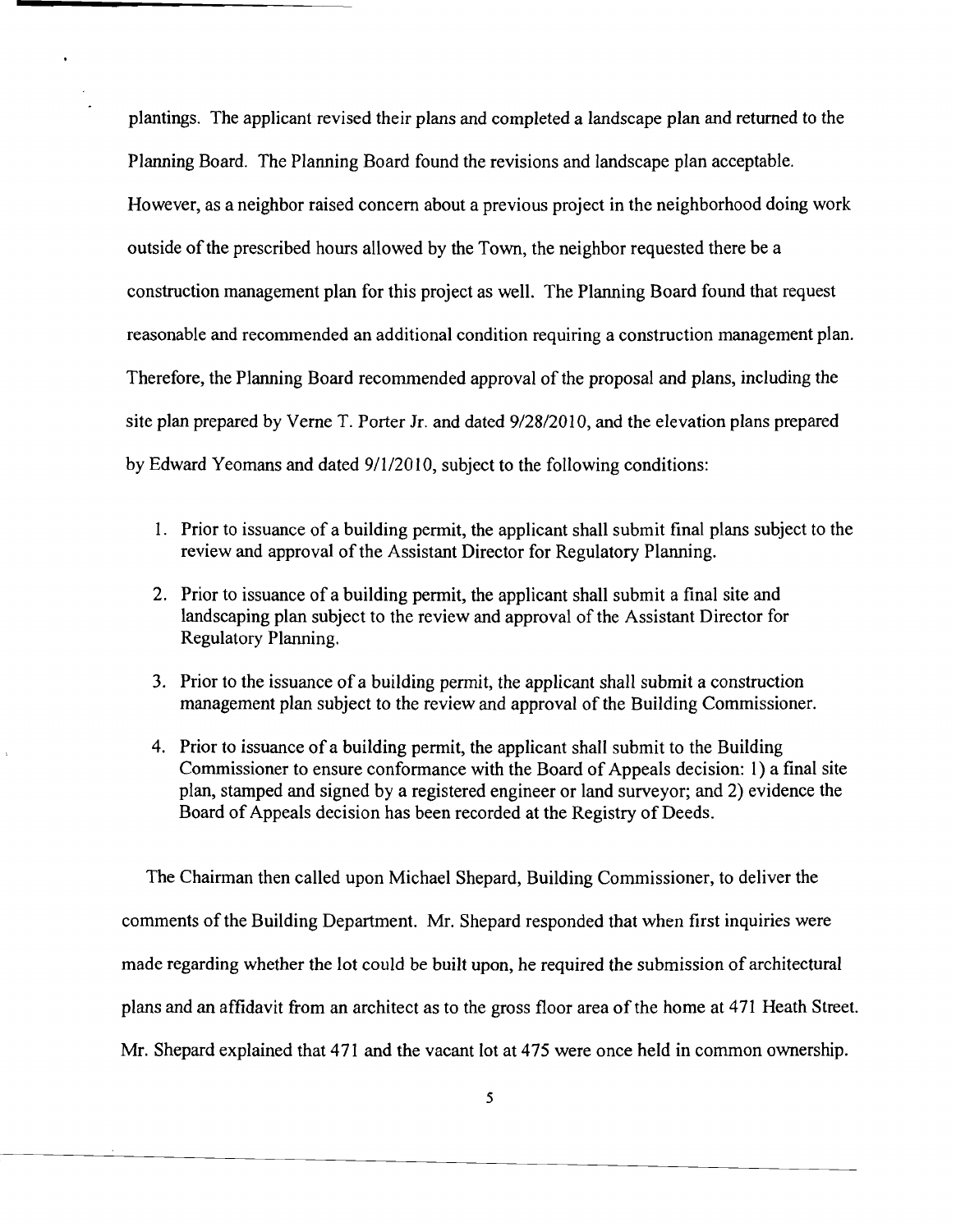plantings. The applicant revised their plans and completed a landscape plan and returned to the Planning Board. The Planning Board found the revisions and landscape plan acceptable. However, as a neighbor raised concern about a previous project in the neighborhood doing work outside of the prescribed hours allowed by the Town, the neighbor requested there be a construction management plan for this project as well. The Planning Board found that request reasonable and recommended an additional condition requiring a construction management plan. Therefore, the Planning Board recommended approval of the proposal and plans, including the site plan prepared by Verne T. Porter Jr. and dated 9/28/2010, and the elevation plans prepared by Edward Yeomans and dated 9/1/2010, subject to the following conditions:

1. Prior to issuance of a building permit, the applicant shall submit final plans subject to the review and approval of the Assistant Director for Regulatory Planning.
2. Prior to issuance of a building permit, the applicant shall submit a final site and landscaping plan subject to the review and approval of the Assistant Director for Regulatory Planning.
3. Prior to the issuance of a building permit, the applicant shall submit a construction management plan subject to the review and approval of the Building Commissioner.
4. Prior to issuance of a building permit, the applicant shall submit to the Building Commissioner to ensure conformance with the Board of Appeals decision: 1) a final site plan, stamped and signed by a registered engineer or land surveyor; and 2) evidence the Board of Appeals decision has been recorded at the Registry of Deeds.

The Chairman then called upon Michael Shepard, Building Commissioner, to deliver the comments of the Building Department. Mr. Shepard responded that when first inquiries were made regarding whether the lot could be built upon, he required the submission of architectural plans and an affidavit from an architect as to the gross floor area of the home at 471 Heath Street. Mr. Shepard explained that 471 and the vacant lot at 475 were once held in common ownership.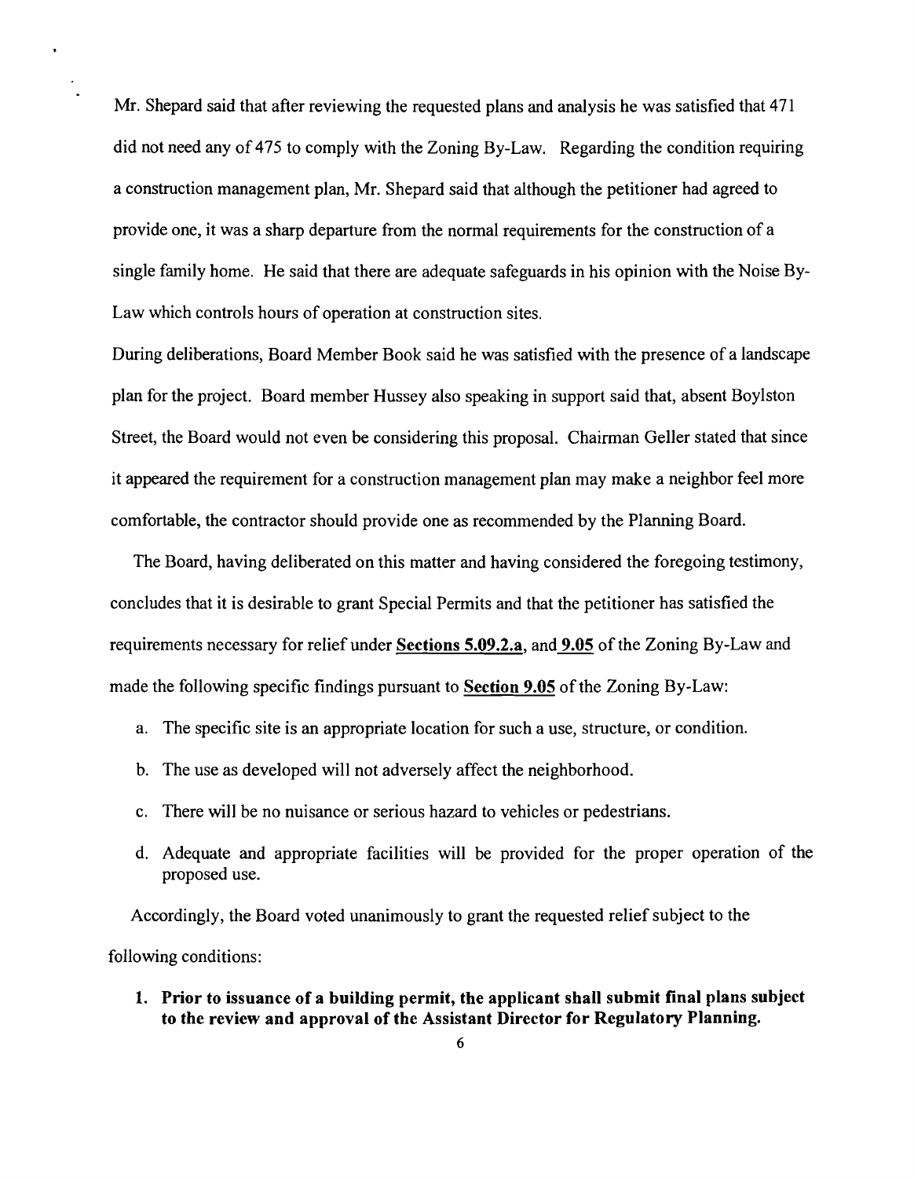Mr. Shepard said that after reviewing the requested plans and analysis he was satisfied that 471 did not need any of 475 to comply with the Zoning By-Law. Regarding the condition requiring a construction management plan, Mr. Shepard said that although the petitioner had agreed to provide one, it was a sharp departure from the normal requirements for the construction of a single family home. He said that there are adequate safeguards in his opinion with the Noise By-Law which controls hours of operation at construction sites.

During deliberations, Board Member Book said he was satisfied with the presence of a landscape plan for the project. Board member Hussey also speaking in support said that, absent Boylston Street, the Board would not even be considering this proposal. Chairman Geller stated that since it appeared the requirement for a construction management plan may make a neighbor feel more comfortable, the contractor should provide one as recommended by the Planning Board.

The Board, having deliberated on this matter and having considered the foregoing testimony, concludes that it is desirable to grant Special Permits and that the petitioner has satisfied the requirements necessary for relief under **Sections 5.09.2.a**, and **9.05** of the Zoning By-Law and made the following specific findings pursuant to **Section 9.05** of the Zoning By-Law:

a. The specific site is an appropriate location for such a use, structure, or condition.

b. The use as developed will not adversely affect the neighborhood.

c. There will be no nuisance or serious hazard to vehicles or pedestrians.

d. Adequate and appropriate facilities will be provided for the proper operation of the proposed use.

Accordingly, the Board voted unanimously to grant the requested relief subject to the following conditions:

1. **Prior to issuance of a building permit, the applicant shall submit final plans subject to the review and approval of the Assistant Director for Regulatory Planning.**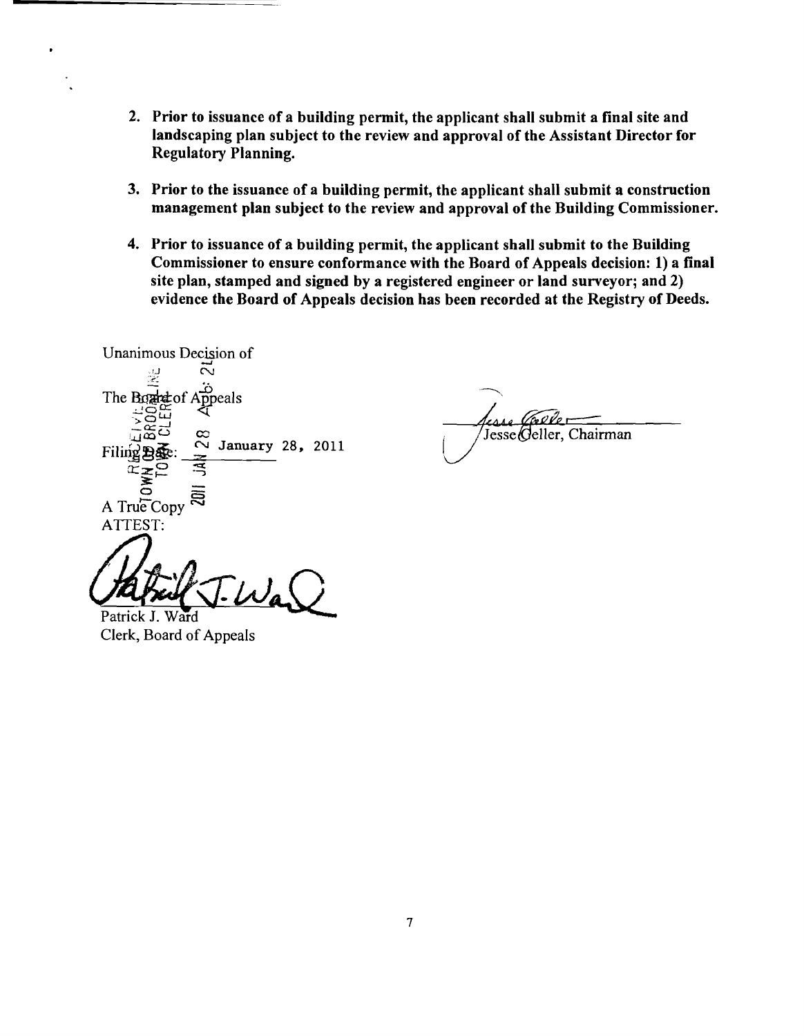2. **Prior to issuance of a building permit, the applicant shall submit a final site and landscaping plan subject to the review and approval of the Assistant Director for Regulatory Planning.**

3. **Prior to the issuance of a building permit, the applicant shall submit a construction management plan subject to the review and approval of the Building Commissioner.**

4. **Prior to issuance of a building permit, the applicant shall submit to the Building Commissioner to ensure conformance with the Board of Appeals decision: 1) a final site plan, stamped and signed by a registered engineer or land surveyor; and 2) evidence the Board of Appeals decision has been recorded at the Registry of Deeds.**

Unanimous Decision of

The Board of Appeals

Filing Date: January 28, 2011

RECEIVED TOWN OF BROOKLINE TOWN CLERK 2011 JAN 28

A True Copy
ATTEST:

Patrick J. Ward
Clerk, Board of Appeals

Jesse Geller, Chairman